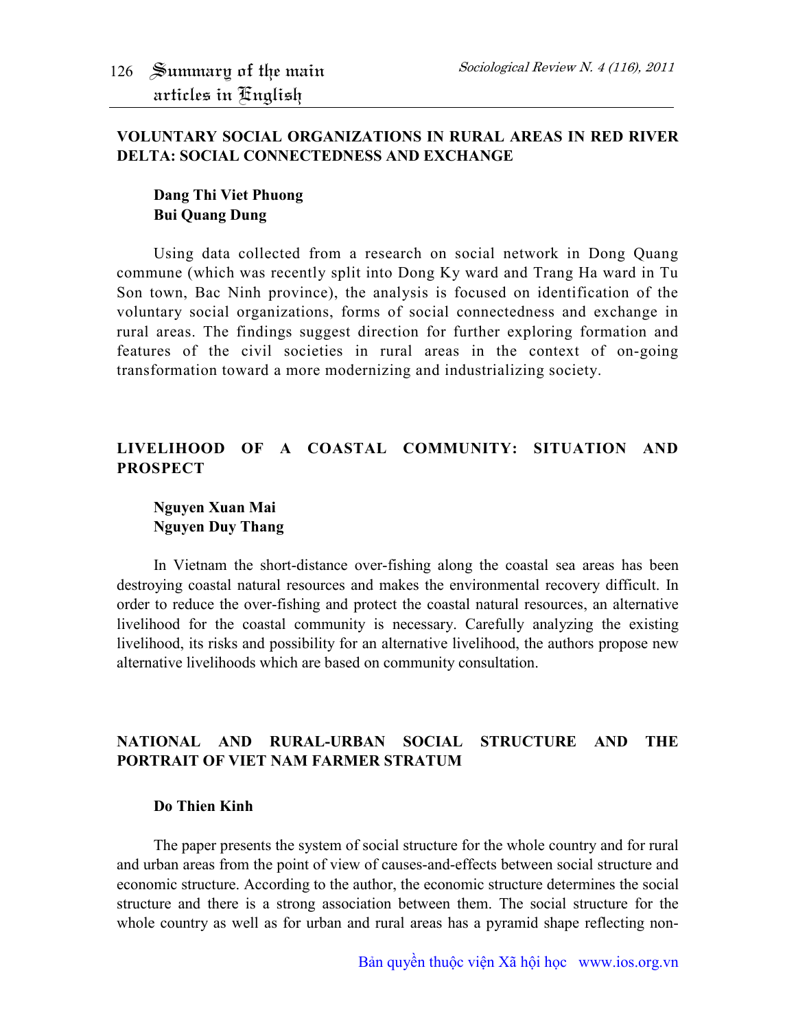# Summary of the main articles in English

## VOLUNTARY SOCIAL ORGANIZATIONS IN RURAL AREAS IN RED RIVER DELTA: SOCIAL CONNECTEDNESS AND EXCHANGE

**Dang Thi Viet Phuong**
**Bui Quang Dung**

Using data collected from a research on social network in Dong Quang commune (which was recently split into Dong Ky ward and Trang Ha ward in Tu Son town, Bac Ninh province), the analysis is focused on identification of the voluntary social organizations, forms of social connectedness and exchange in rural areas. The findings suggest direction for further exploring formation and features of the civil societies in rural areas in the context of on-going transformation toward a more modernizing and industrializing society.

## LIVELIHOOD OF A COASTAL COMMUNITY: SITUATION AND PROSPECT

**Nguyen Xuan Mai**
**Nguyen Duy Thang**

In Vietnam the short-distance over-fishing along the coastal sea areas has been destroying coastal natural resources and makes the environmental recovery difficult. In order to reduce the over-fishing and protect the coastal natural resources, an alternative livelihood for the coastal community is necessary. Carefully analyzing the existing livelihood, its risks and possibility for an alternative livelihood, the authors propose new alternative livelihoods which are based on community consultation.

## NATIONAL AND RURAL-URBAN SOCIAL STRUCTURE AND THE PORTRAIT OF VIET NAM FARMER STRATUM

**Do Thien Kinh**

The paper presents the system of social structure for the whole country and for rural and urban areas from the point of view of causes-and-effects between social structure and economic structure. According to the author, the economic structure determines the social structure and there is a strong association between them. The social structure for the whole country as well as for urban and rural areas has a pyramid shape reflecting non-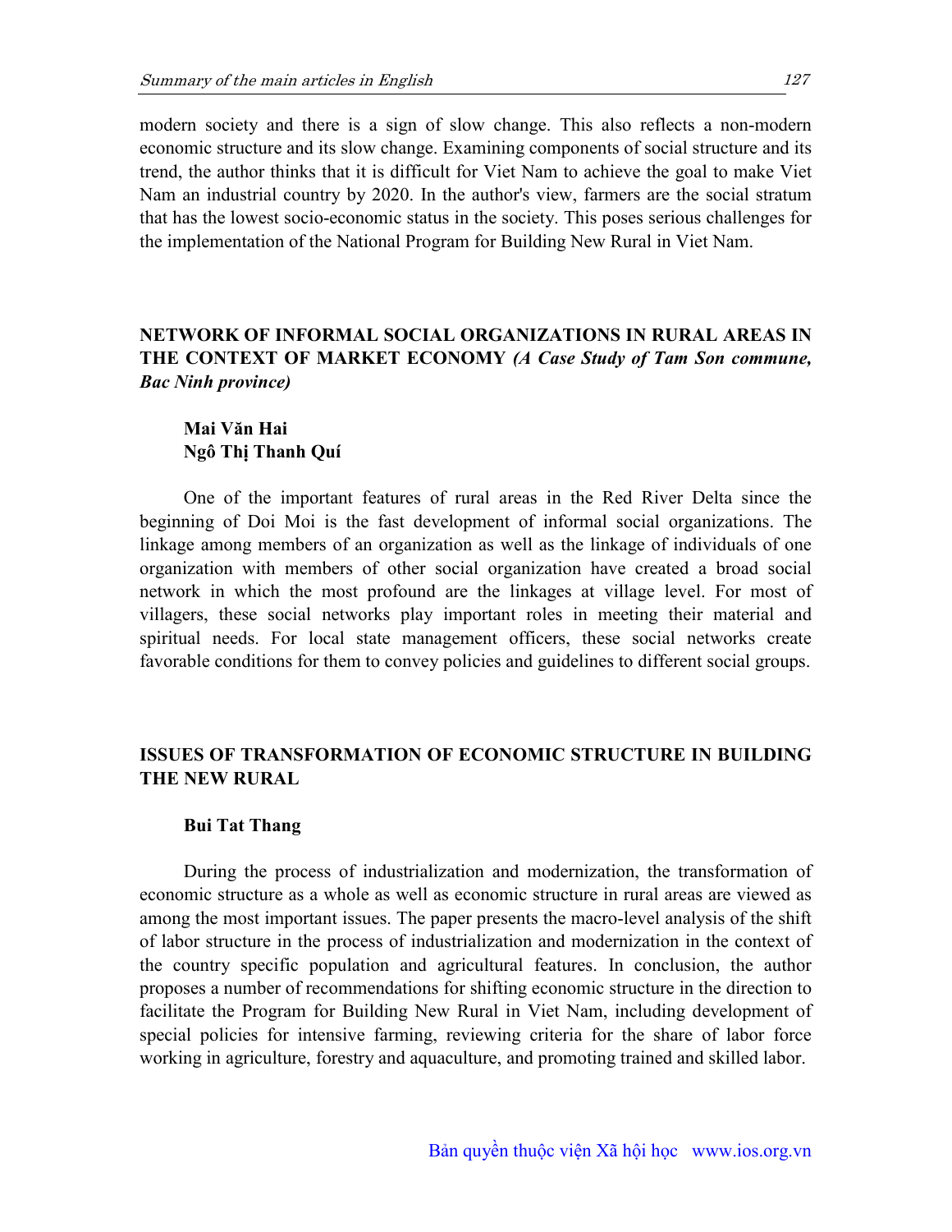modern society and there is a sign of slow change. This also reflects a non-modern economic structure and its slow change. Examining components of social structure and its trend, the author thinks that it is difficult for Viet Nam to achieve the goal to make Viet Nam an industrial country by 2020. In the author's view, farmers are the social stratum that has the lowest socio-economic status in the society. This poses serious challenges for the implementation of the National Program for Building New Rural in Viet Nam.

## NETWORK OF INFORMAL SOCIAL ORGANIZATIONS IN RURAL AREAS IN THE CONTEXT OF MARKET ECONOMY *(A Case Study of Tam Son commune, Bac Ninh province)*

**Mai Văn Hai**
**Ngô Thị Thanh Quí**

One of the important features of rural areas in the Red River Delta since the beginning of Doi Moi is the fast development of informal social organizations. The linkage among members of an organization as well as the linkage of individuals of one organization with members of other social organization have created a broad social network in which the most profound are the linkages at village level. For most of villagers, these social networks play important roles in meeting their material and spiritual needs. For local state management officers, these social networks create favorable conditions for them to convey policies and guidelines to different social groups.

## ISSUES OF TRANSFORMATION OF ECONOMIC STRUCTURE IN BUILDING THE NEW RURAL

**Bui Tat Thang**

During the process of industrialization and modernization, the transformation of economic structure as a whole as well as economic structure in rural areas are viewed as among the most important issues. The paper presents the macro-level analysis of the shift of labor structure in the process of industrialization and modernization in the context of the country specific population and agricultural features. In conclusion, the author proposes a number of recommendations for shifting economic structure in the direction to facilitate the Program for Building New Rural in Viet Nam, including development of special policies for intensive farming, reviewing criteria for the share of labor force working in agriculture, forestry and aquaculture, and promoting trained and skilled labor.